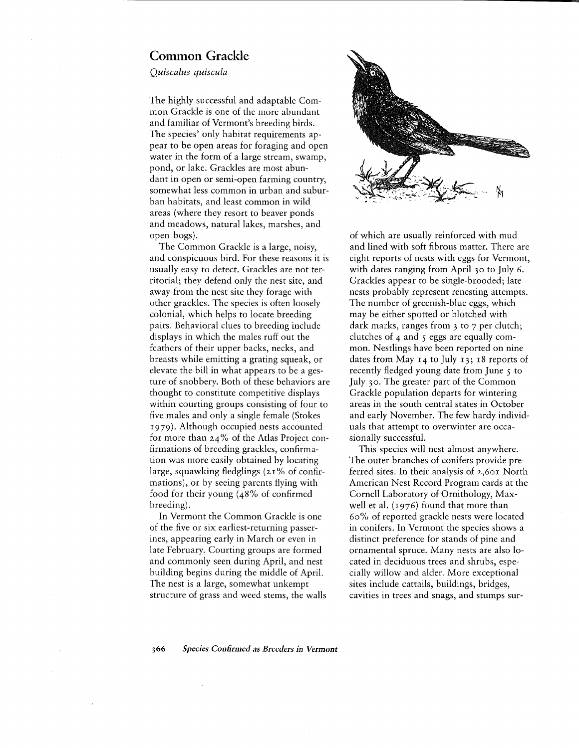# Common Grackle

*Quiscalus quiscula*

The highly successful and adaptable Common Grackle is one of the more abundant and familiar of Vermont's breeding birds. The species' only habitat requirements appear to be open areas for foraging and open water in the form of a large stream, swamp, pond, or lake. Grackles are most abundant in open or semi-open farming country, somewhat less common in urban and suburban habitats, and least common in wild areas (where they resort to beaver ponds and meadows, natural lakes, marshes, and open bogs).

The Common Grackle is a large, noisy, and conspicuous bird. For these reasons it is usually easy to detect. Grackles are not territorial; they defend only the nest site, and away from the nest site they forage with other grackles. The species is often loosely colonial, which helps to locate breeding pairs. Behavioral clues to breeding include displays in which the males ruff out the feathers of their upper backs, necks, and breasts while emitting a grating squeak, or elevate the bill in what appears to be a gesture of snobbery. Both of these behaviors are thought to constitute competitive displays within courting groups consisting of four to five males and only a single female (Stokes 1979). Although occupied nests accounted for more than 24% of the Atlas Project confirmations of breeding grackles, confirmation was more easily obtained by locating large, squawking fledglings (21% of confirmations), or by seeing parents flying with food for their young (48% of confirmed breeding).

In Vermont the Common Grackle is one of the five or six earliest-returning passerines, appearing early in March or even in late February. Courting groups are formed and commonly seen during April, and nest building begins during the middle of April. The nest is a large, somewhat unkempt structure of grass and weed stems, the walls of which are usually reinforced with mud and lined with soft fibrous matter. There are eight reports of nests with eggs for Vermont, with dates ranging from April 30 to July 6. Grackles appear to be single-brooded; late nests probably represent renesting attempts. The number of greenish-blue eggs, which may be either spotted or blotched with dark marks, ranges from 3 to 7 per clutch; clutches of 4 and 5 eggs are equally common. Nestlings have been reported on nine dates from May 14 to July 13; 18 reports of recently fledged young date from June 5 to July 30. The greater part of the Common Grackle population departs for wintering areas in the south central states in October and early November. The few hardy individuals that attempt to overwinter are occasionally successful.

This species will nest almost anywhere. The outer branches of conifers provide preferred sites. In their analysis of 2,601 North American Nest Record Program cards at the Cornell Laboratory of Ornithology, Maxwell et al. (1976) found that more than 60% of reported grackle nests were located in conifers. In Vermont the species shows a distinct preference for stands of pine and ornamental spruce. Many nests are also located in deciduous trees and shrubs, especially willow and alder. More exceptional sites include cattails, buildings, bridges, cavities in trees and snags, and stumps sur-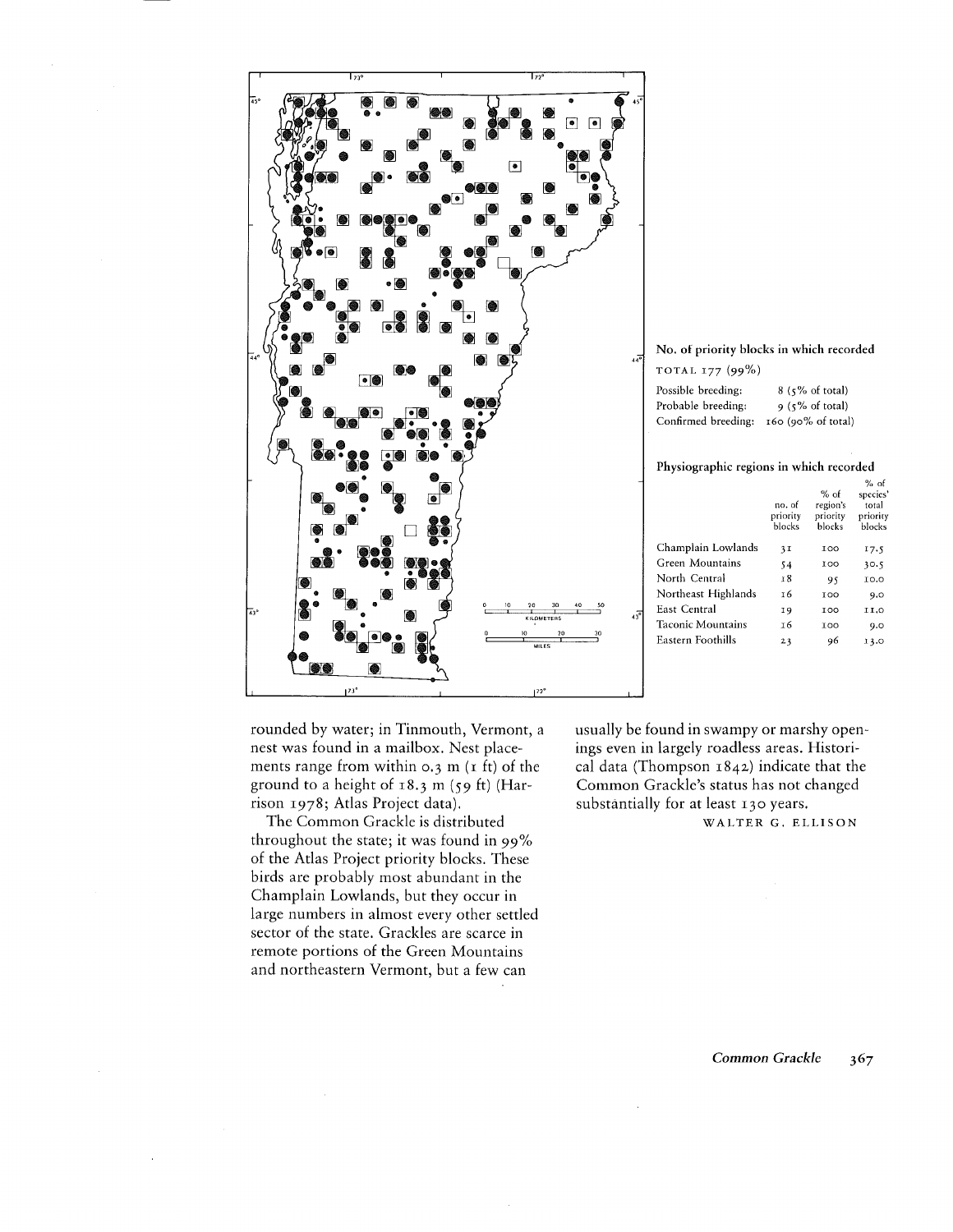73° 72° 45° 44° 43°

0 10 20 30 40 50
KILOMETERS
0 10 20 30
MILES

**No. of priority blocks in which recorded**

TOTAL 177 (99%)

| | |
|---|---|
| Possible breeding: | 8 (5% of total) |
| Probable breeding: | 9 (5% of total) |
| Confirmed breeding: | 160 (90% of total) |

**Physiographic regions in which recorded**

| | no. of priority blocks | % of region's priority blocks | % of species' total priority blocks |
|---|---|---|---|
| Champlain Lowlands | 31 | 100 | 17.5 |
| Green Mountains | 54 | 100 | 30.5 |
| North Central | 18 | 95 | 10.0 |
| Northeast Highlands | 16 | 100 | 9.0 |
| East Central | 19 | 100 | 11.0 |
| Taconic Mountains | 16 | 100 | 9.0 |
| Eastern Foothills | 23 | 96 | 13.0 |

rounded by water; in Tinmouth, Vermont, a nest was found in a mailbox. Nest placements range from within 0.3 m (1 ft) of the ground to a height of 18.3 m (59 ft) (Harrison 1978; Atlas Project data).

The Common Grackle is distributed throughout the state; it was found in 99% of the Atlas Project priority blocks. These birds are probably most abundant in the Champlain Lowlands, but they occur in large numbers in almost every other settled sector of the state. Grackles are scarce in remote portions of the Green Mountains and northeastern Vermont, but a few can usually be found in swampy or marshy openings even in largely roadless areas. Historical data (Thompson 1842) indicate that the Common Grackle's status has not changed substantially for at least 130 years.

WALTER G. ELLISON